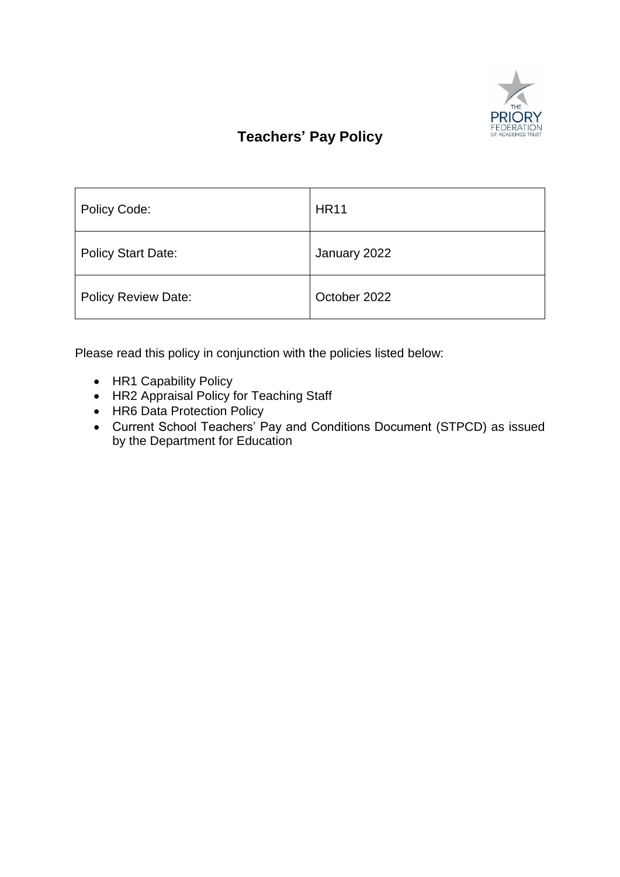# Teachers' Pay Policy

| Policy Code: | HR11 |
|---|---|
| Policy Start Date: | January 2022 |
| Policy Review Date: | October 2022 |

Please read this policy in conjunction with the policies listed below:

- HR1 Capability Policy
- HR2 Appraisal Policy for Teaching Staff
- HR6 Data Protection Policy
- Current School Teachers' Pay and Conditions Document (STPCD) as issued by the Department for Education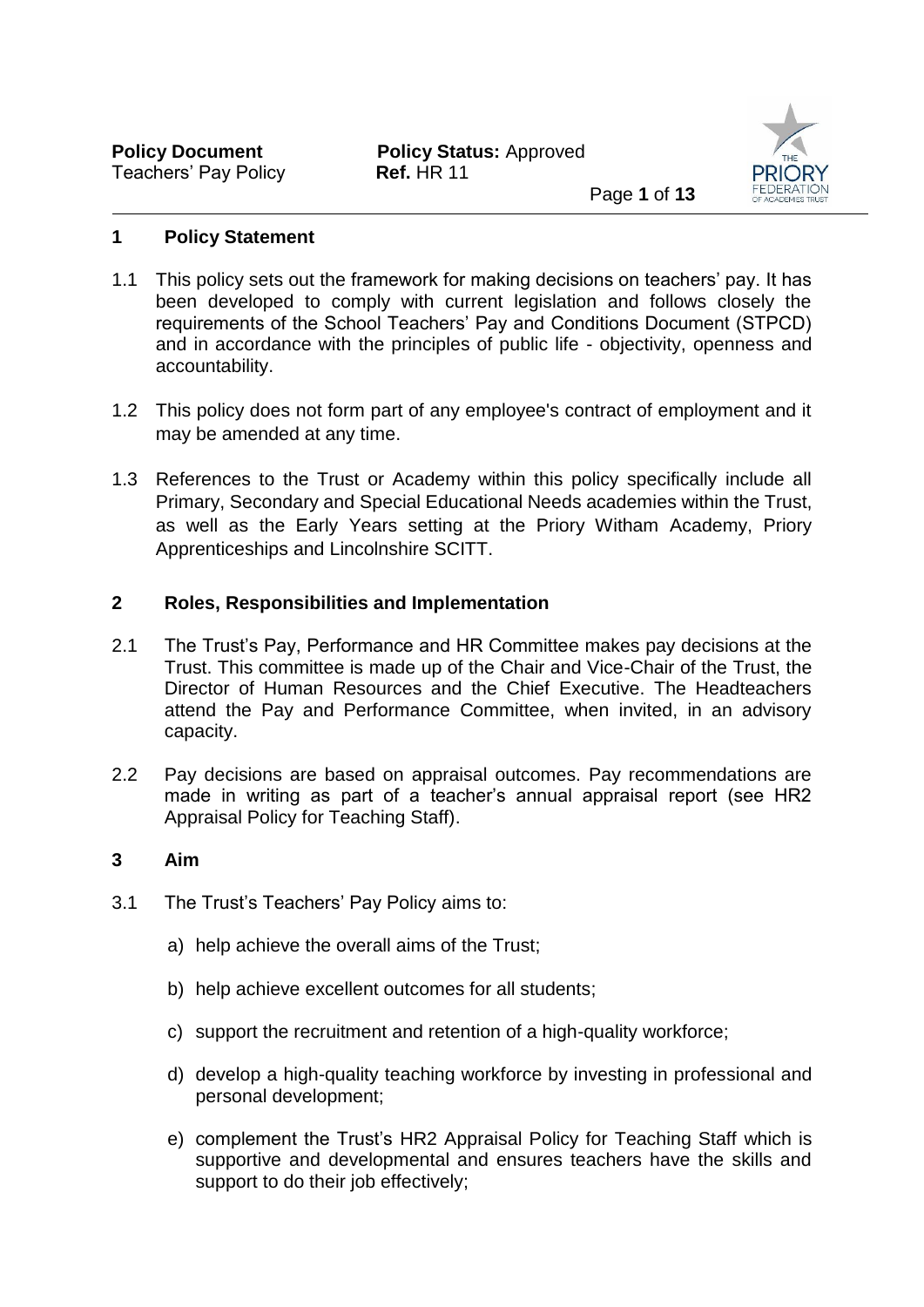## 1 Policy Statement

1.1 This policy sets out the framework for making decisions on teachers' pay. It has been developed to comply with current legislation and follows closely the requirements of the School Teachers' Pay and Conditions Document (STPCD) and in accordance with the principles of public life - objectivity, openness and accountability.

1.2 This policy does not form part of any employee's contract of employment and it may be amended at any time.

1.3 References to the Trust or Academy within this policy specifically include all Primary, Secondary and Special Educational Needs academies within the Trust, as well as the Early Years setting at the Priory Witham Academy, Priory Apprenticeships and Lincolnshire SCITT.

## 2 Roles, Responsibilities and Implementation

2.1 The Trust's Pay, Performance and HR Committee makes pay decisions at the Trust. This committee is made up of the Chair and Vice-Chair of the Trust, the Director of Human Resources and the Chief Executive. The Headteachers attend the Pay and Performance Committee, when invited, in an advisory capacity.

2.2 Pay decisions are based on appraisal outcomes. Pay recommendations are made in writing as part of a teacher's annual appraisal report (see HR2 Appraisal Policy for Teaching Staff).

## 3 Aim

3.1 The Trust's Teachers' Pay Policy aims to:

a) help achieve the overall aims of the Trust;

b) help achieve excellent outcomes for all students;

c) support the recruitment and retention of a high-quality workforce;

d) develop a high-quality teaching workforce by investing in professional and personal development;

e) complement the Trust's HR2 Appraisal Policy for Teaching Staff which is supportive and developmental and ensures teachers have the skills and support to do their job effectively;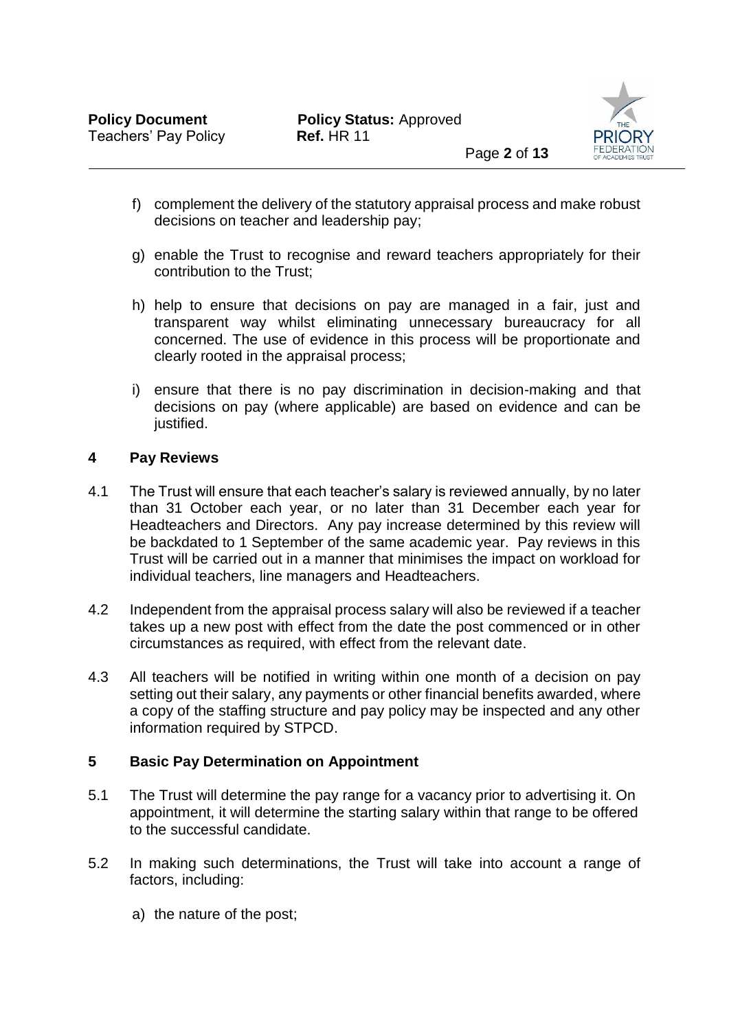f) complement the delivery of the statutory appraisal process and make robust decisions on teacher and leadership pay;

g) enable the Trust to recognise and reward teachers appropriately for their contribution to the Trust;

h) help to ensure that decisions on pay are managed in a fair, just and transparent way whilst eliminating unnecessary bureaucracy for all concerned. The use of evidence in this process will be proportionate and clearly rooted in the appraisal process;

i) ensure that there is no pay discrimination in decision-making and that decisions on pay (where applicable) are based on evidence and can be justified.

## 4 Pay Reviews

4.1 The Trust will ensure that each teacher's salary is reviewed annually, by no later than 31 October each year, or no later than 31 December each year for Headteachers and Directors. Any pay increase determined by this review will be backdated to 1 September of the same academic year. Pay reviews in this Trust will be carried out in a manner that minimises the impact on workload for individual teachers, line managers and Headteachers.

4.2 Independent from the appraisal process salary will also be reviewed if a teacher takes up a new post with effect from the date the post commenced or in other circumstances as required, with effect from the relevant date.

4.3 All teachers will be notified in writing within one month of a decision on pay setting out their salary, any payments or other financial benefits awarded, where a copy of the staffing structure and pay policy may be inspected and any other information required by STPCD.

## 5 Basic Pay Determination on Appointment

5.1 The Trust will determine the pay range for a vacancy prior to advertising it. On appointment, it will determine the starting salary within that range to be offered to the successful candidate.

5.2 In making such determinations, the Trust will take into account a range of factors, including:

a) the nature of the post;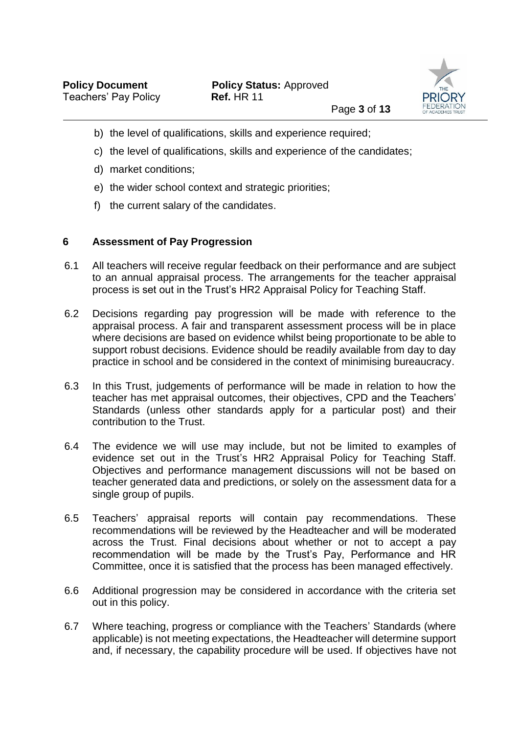b) the level of qualifications, skills and experience required;

c) the level of qualifications, skills and experience of the candidates;

d) market conditions;

e) the wider school context and strategic priorities;

f) the current salary of the candidates.

## 6 Assessment of Pay Progression

6.1 All teachers will receive regular feedback on their performance and are subject to an annual appraisal process. The arrangements for the teacher appraisal process is set out in the Trust's HR2 Appraisal Policy for Teaching Staff.

6.2 Decisions regarding pay progression will be made with reference to the appraisal process. A fair and transparent assessment process will be in place where decisions are based on evidence whilst being proportionate to be able to support robust decisions. Evidence should be readily available from day to day practice in school and be considered in the context of minimising bureaucracy.

6.3 In this Trust, judgements of performance will be made in relation to how the teacher has met appraisal outcomes, their objectives, CPD and the Teachers' Standards (unless other standards apply for a particular post) and their contribution to the Trust.

6.4 The evidence we will use may include, but not be limited to examples of evidence set out in the Trust's HR2 Appraisal Policy for Teaching Staff. Objectives and performance management discussions will not be based on teacher generated data and predictions, or solely on the assessment data for a single group of pupils.

6.5 Teachers' appraisal reports will contain pay recommendations. These recommendations will be reviewed by the Headteacher and will be moderated across the Trust. Final decisions about whether or not to accept a pay recommendation will be made by the Trust's Pay, Performance and HR Committee, once it is satisfied that the process has been managed effectively.

6.6 Additional progression may be considered in accordance with the criteria set out in this policy.

6.7 Where teaching, progress or compliance with the Teachers' Standards (where applicable) is not meeting expectations, the Headteacher will determine support and, if necessary, the capability procedure will be used. If objectives have not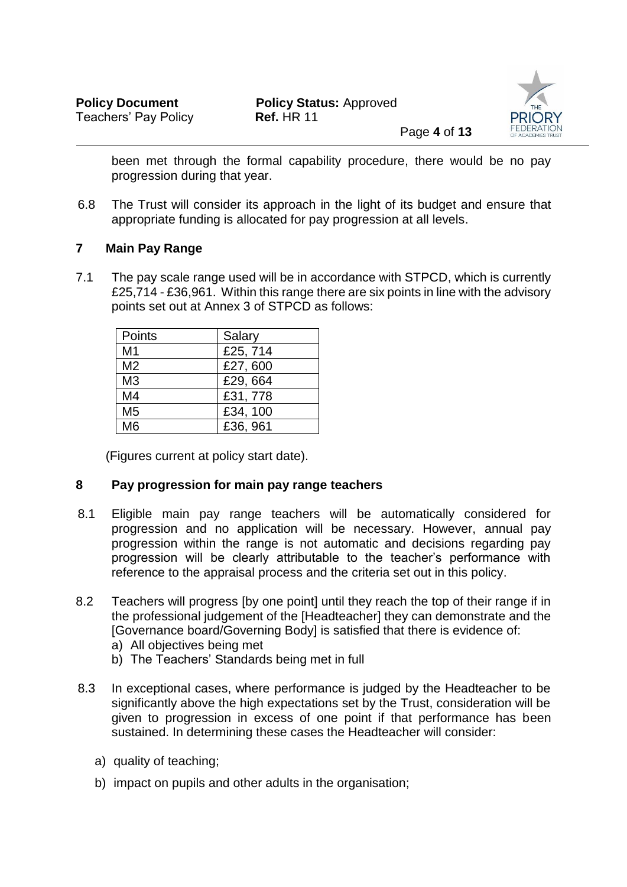been met through the formal capability procedure, there would be no pay progression during that year.

6.8 The Trust will consider its approach in the light of its budget and ensure that appropriate funding is allocated for pay progression at all levels.

## 7 Main Pay Range

7.1 The pay scale range used will be in accordance with STPCD, which is currently £25,714 - £36,961. Within this range there are six points in line with the advisory points set out at Annex 3 of STPCD as follows:

| Points | Salary |
|---|---|
| M1 | £25, 714 |
| M2 | £27, 600 |
| M3 | £29, 664 |
| M4 | £31, 778 |
| M5 | £34, 100 |
| M6 | £36, 961 |

(Figures current at policy start date).

## 8 Pay progression for main pay range teachers

8.1 Eligible main pay range teachers will be automatically considered for progression and no application will be necessary. However, annual pay progression within the range is not automatic and decisions regarding pay progression will be clearly attributable to the teacher's performance with reference to the appraisal process and the criteria set out in this policy.

8.2 Teachers will progress [by one point] until they reach the top of their range if in the professional judgement of the [Headteacher] they can demonstrate and the [Governance board/Governing Body] is satisfied that there is evidence of:

a) All objectives being met
b) The Teachers' Standards being met in full

8.3 In exceptional cases, where performance is judged by the Headteacher to be significantly above the high expectations set by the Trust, consideration will be given to progression in excess of one point if that performance has been sustained. In determining these cases the Headteacher will consider:

a) quality of teaching;
b) impact on pupils and other adults in the organisation;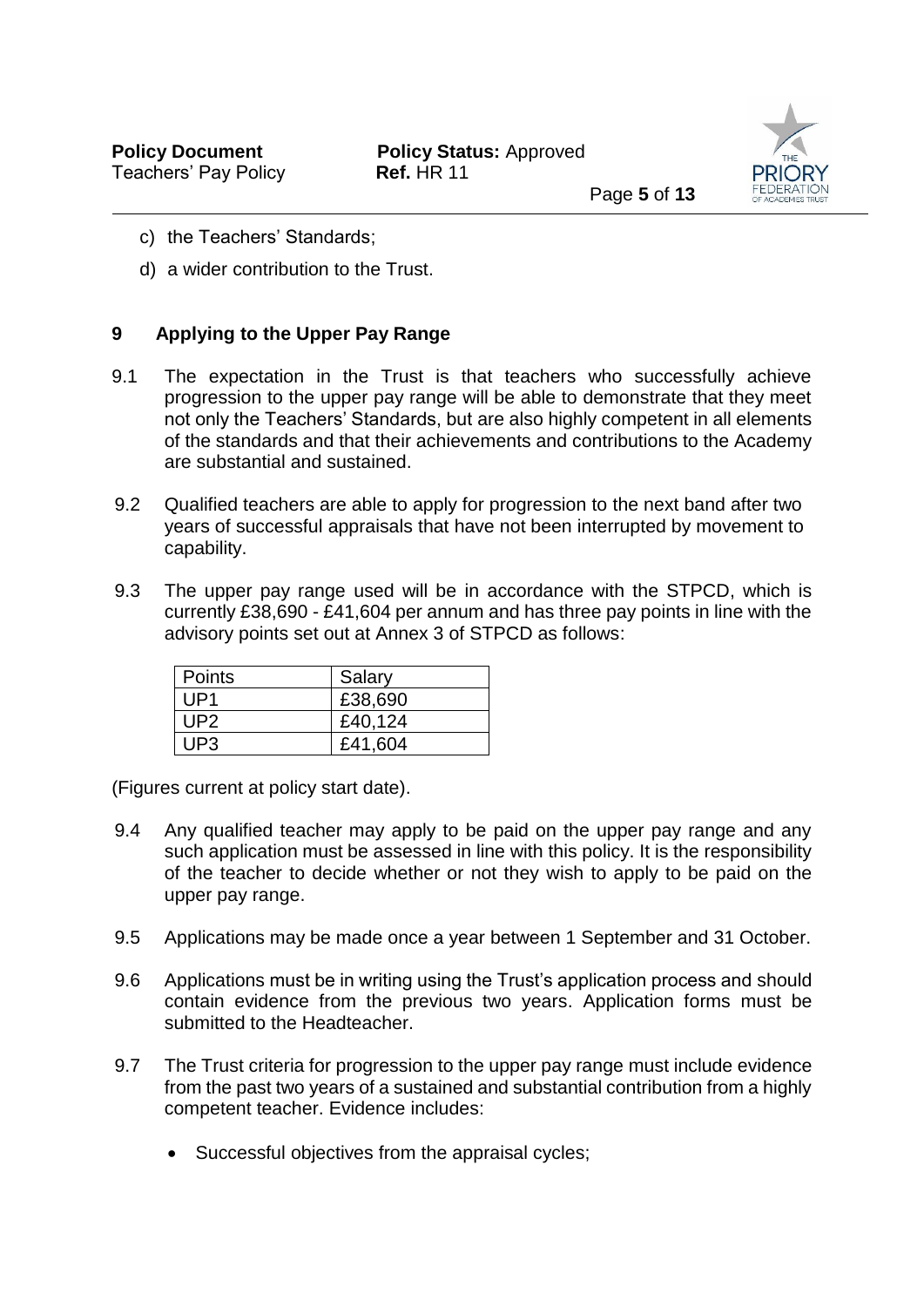c) the Teachers' Standards;

d) a wider contribution to the Trust.

## 9 Applying to the Upper Pay Range

9.1 The expectation in the Trust is that teachers who successfully achieve progression to the upper pay range will be able to demonstrate that they meet not only the Teachers' Standards, but are also highly competent in all elements of the standards and that their achievements and contributions to the Academy are substantial and sustained.

9.2 Qualified teachers are able to apply for progression to the next band after two years of successful appraisals that have not been interrupted by movement to capability.

9.3 The upper pay range used will be in accordance with the STPCD, which is currently £38,690 - £41,604 per annum and has three pay points in line with the advisory points set out at Annex 3 of STPCD as follows:

| Points | Salary |
|---|---|
| UP1 | £38,690 |
| UP2 | £40,124 |
| UP3 | £41,604 |

(Figures current at policy start date).

9.4 Any qualified teacher may apply to be paid on the upper pay range and any such application must be assessed in line with this policy. It is the responsibility of the teacher to decide whether or not they wish to apply to be paid on the upper pay range.

9.5 Applications may be made once a year between 1 September and 31 October.

9.6 Applications must be in writing using the Trust's application process and should contain evidence from the previous two years. Application forms must be submitted to the Headteacher.

9.7 The Trust criteria for progression to the upper pay range must include evidence from the past two years of a sustained and substantial contribution from a highly competent teacher. Evidence includes:

- Successful objectives from the appraisal cycles;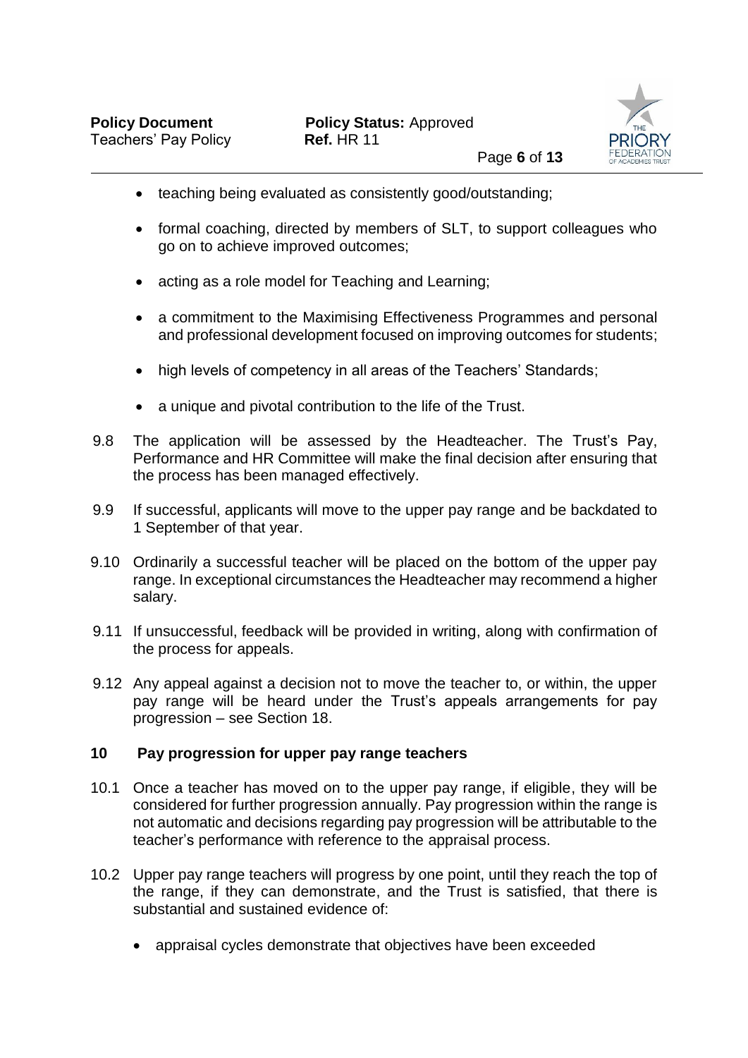- teaching being evaluated as consistently good/outstanding;
- formal coaching, directed by members of SLT, to support colleagues who go on to achieve improved outcomes;
- acting as a role model for Teaching and Learning;
- a commitment to the Maximising Effectiveness Programmes and personal and professional development focused on improving outcomes for students;
- high levels of competency in all areas of the Teachers' Standards;
- a unique and pivotal contribution to the life of the Trust.

9.8 The application will be assessed by the Headteacher. The Trust's Pay, Performance and HR Committee will make the final decision after ensuring that the process has been managed effectively.

9.9 If successful, applicants will move to the upper pay range and be backdated to 1 September of that year.

9.10 Ordinarily a successful teacher will be placed on the bottom of the upper pay range. In exceptional circumstances the Headteacher may recommend a higher salary.

9.11 If unsuccessful, feedback will be provided in writing, along with confirmation of the process for appeals.

9.12 Any appeal against a decision not to move the teacher to, or within, the upper pay range will be heard under the Trust's appeals arrangements for pay progression – see Section 18.

## 10 Pay progression for upper pay range teachers

10.1 Once a teacher has moved on to the upper pay range, if eligible, they will be considered for further progression annually. Pay progression within the range is not automatic and decisions regarding pay progression will be attributable to the teacher's performance with reference to the appraisal process.

10.2 Upper pay range teachers will progress by one point, until they reach the top of the range, if they can demonstrate, and the Trust is satisfied, that there is substantial and sustained evidence of:

- appraisal cycles demonstrate that objectives have been exceeded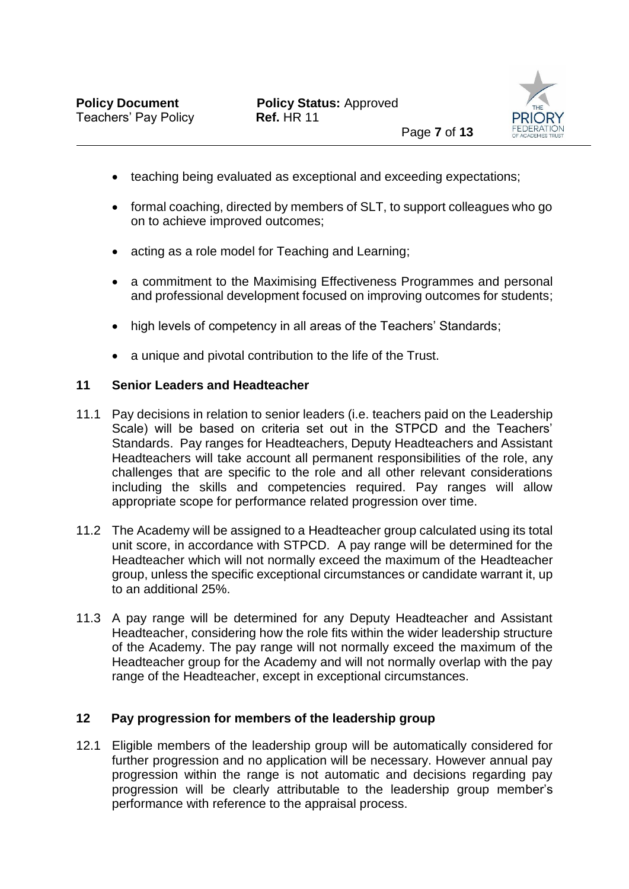- teaching being evaluated as exceptional and exceeding expectations;
- formal coaching, directed by members of SLT, to support colleagues who go on to achieve improved outcomes;
- acting as a role model for Teaching and Learning;
- a commitment to the Maximising Effectiveness Programmes and personal and professional development focused on improving outcomes for students;
- high levels of competency in all areas of the Teachers' Standards;
- a unique and pivotal contribution to the life of the Trust.

## 11 Senior Leaders and Headteacher

11.1 Pay decisions in relation to senior leaders (i.e. teachers paid on the Leadership Scale) will be based on criteria set out in the STPCD and the Teachers' Standards. Pay ranges for Headteachers, Deputy Headteachers and Assistant Headteachers will take account all permanent responsibilities of the role, any challenges that are specific to the role and all other relevant considerations including the skills and competencies required. Pay ranges will allow appropriate scope for performance related progression over time.

11.2 The Academy will be assigned to a Headteacher group calculated using its total unit score, in accordance with STPCD. A pay range will be determined for the Headteacher which will not normally exceed the maximum of the Headteacher group, unless the specific exceptional circumstances or candidate warrant it, up to an additional 25%.

11.3 A pay range will be determined for any Deputy Headteacher and Assistant Headteacher, considering how the role fits within the wider leadership structure of the Academy. The pay range will not normally exceed the maximum of the Headteacher group for the Academy and will not normally overlap with the pay range of the Headteacher, except in exceptional circumstances.

## 12 Pay progression for members of the leadership group

12.1 Eligible members of the leadership group will be automatically considered for further progression and no application will be necessary. However annual pay progression within the range is not automatic and decisions regarding pay progression will be clearly attributable to the leadership group member's performance with reference to the appraisal process.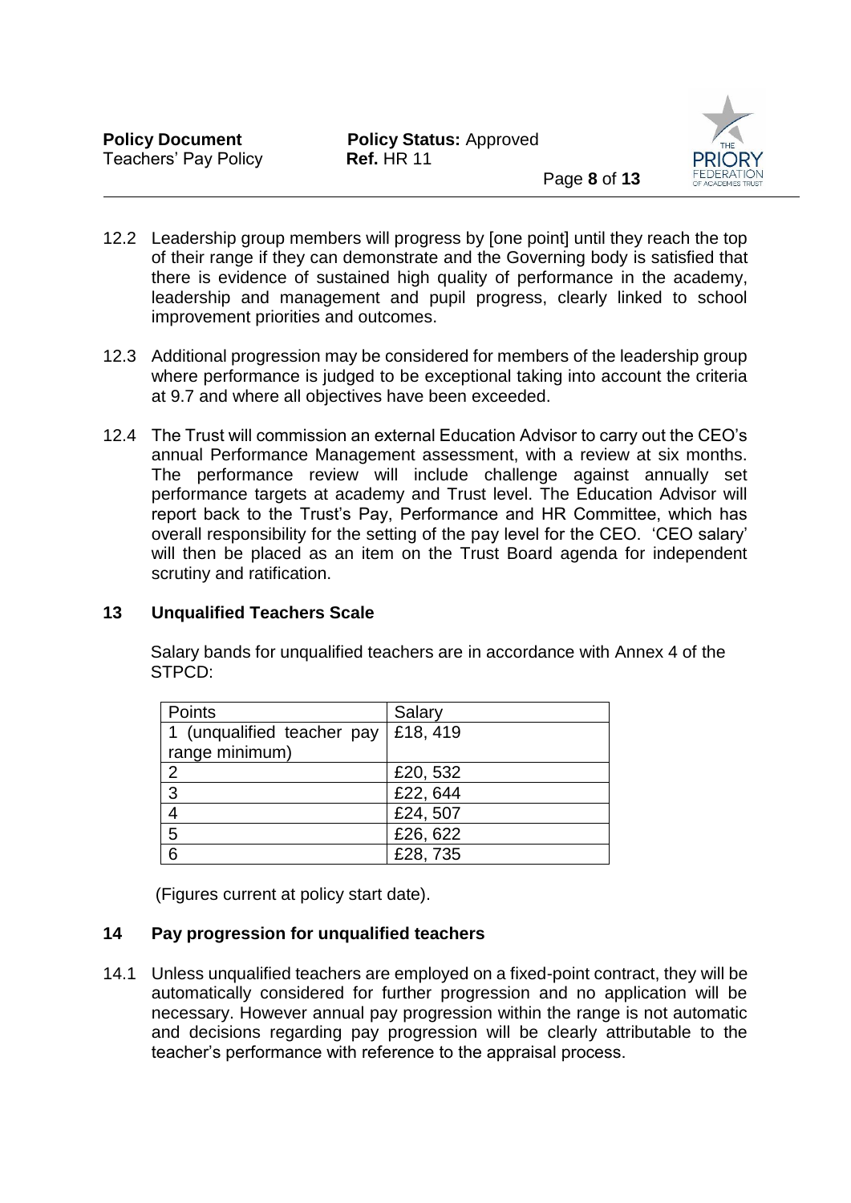12.2 Leadership group members will progress by [one point] until they reach the top of their range if they can demonstrate and the Governing body is satisfied that there is evidence of sustained high quality of performance in the academy, leadership and management and pupil progress, clearly linked to school improvement priorities and outcomes.

12.3 Additional progression may be considered for members of the leadership group where performance is judged to be exceptional taking into account the criteria at 9.7 and where all objectives have been exceeded.

12.4 The Trust will commission an external Education Advisor to carry out the CEO's annual Performance Management assessment, with a review at six months. The performance review will include challenge against annually set performance targets at academy and Trust level. The Education Advisor will report back to the Trust's Pay, Performance and HR Committee, which has overall responsibility for the setting of the pay level for the CEO. 'CEO salary' will then be placed as an item on the Trust Board agenda for independent scrutiny and ratification.

## 13 Unqualified Teachers Scale

Salary bands for unqualified teachers are in accordance with Annex 4 of the STPCD:

| Points | Salary |
|---|---|
| 1 (unqualified teacher pay range minimum) | £18, 419 |
| 2 | £20, 532 |
| 3 | £22, 644 |
| 4 | £24, 507 |
| 5 | £26, 622 |
| 6 | £28, 735 |

(Figures current at policy start date).

## 14 Pay progression for unqualified teachers

14.1 Unless unqualified teachers are employed on a fixed-point contract, they will be automatically considered for further progression and no application will be necessary. However annual pay progression within the range is not automatic and decisions regarding pay progression will be clearly attributable to the teacher's performance with reference to the appraisal process.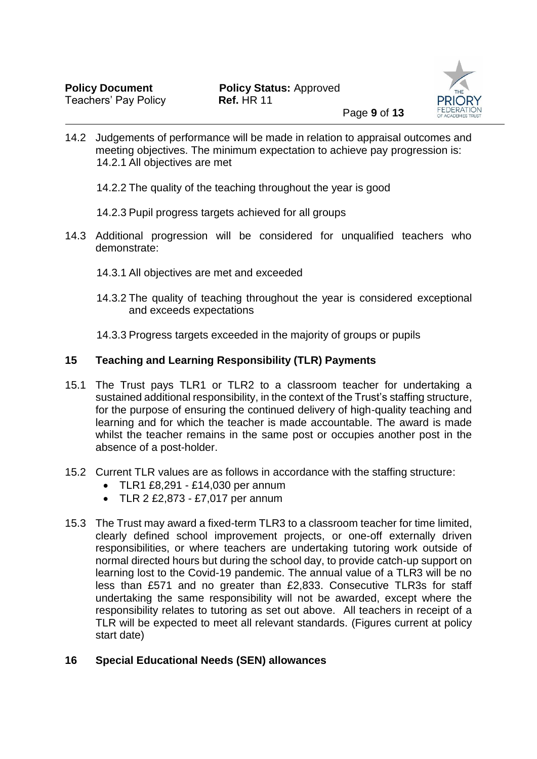14.2 Judgements of performance will be made in relation to appraisal outcomes and meeting objectives. The minimum expectation to achieve pay progression is:

14.2.1 All objectives are met

14.2.2 The quality of the teaching throughout the year is good

14.2.3 Pupil progress targets achieved for all groups

14.3 Additional progression will be considered for unqualified teachers who demonstrate:

14.3.1 All objectives are met and exceeded

14.3.2 The quality of teaching throughout the year is considered exceptional and exceeds expectations

14.3.3 Progress targets exceeded in the majority of groups or pupils

## 15 Teaching and Learning Responsibility (TLR) Payments

15.1 The Trust pays TLR1 or TLR2 to a classroom teacher for undertaking a sustained additional responsibility, in the context of the Trust's staffing structure, for the purpose of ensuring the continued delivery of high-quality teaching and learning and for which the teacher is made accountable. The award is made whilst the teacher remains in the same post or occupies another post in the absence of a post-holder.

15.2 Current TLR values are as follows in accordance with the staffing structure:

- TLR1 £8,291 - £14,030 per annum
- TLR 2 £2,873 - £7,017 per annum

15.3 The Trust may award a fixed-term TLR3 to a classroom teacher for time limited, clearly defined school improvement projects, or one-off externally driven responsibilities, or where teachers are undertaking tutoring work outside of normal directed hours but during the school day, to provide catch-up support on learning lost to the Covid-19 pandemic. The annual value of a TLR3 will be no less than £571 and no greater than £2,833. Consecutive TLR3s for staff undertaking the same responsibility will not be awarded, except where the responsibility relates to tutoring as set out above. All teachers in receipt of a TLR will be expected to meet all relevant standards. (Figures current at policy start date)

## 16 Special Educational Needs (SEN) allowances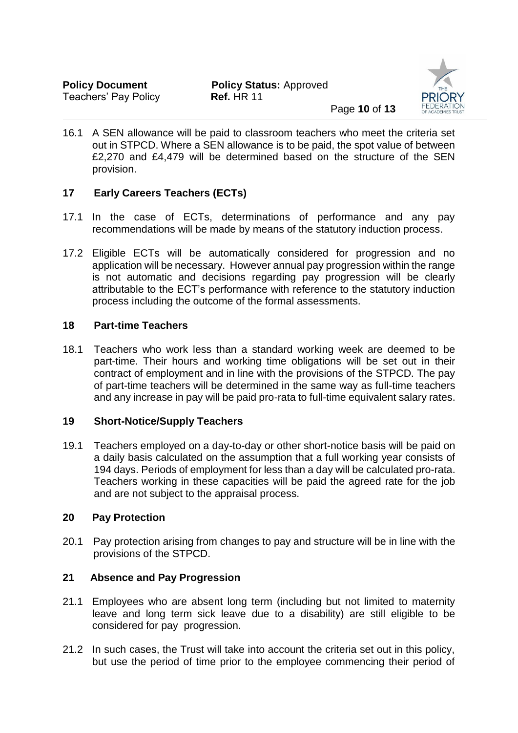16.1 A SEN allowance will be paid to classroom teachers who meet the criteria set out in STPCD. Where a SEN allowance is to be paid, the spot value of between £2,270 and £4,479 will be determined based on the structure of the SEN provision.

## 17 Early Careers Teachers (ECTs)

17.1 In the case of ECTs, determinations of performance and any pay recommendations will be made by means of the statutory induction process.

17.2 Eligible ECTs will be automatically considered for progression and no application will be necessary. However annual pay progression within the range is not automatic and decisions regarding pay progression will be clearly attributable to the ECT's performance with reference to the statutory induction process including the outcome of the formal assessments.

## 18 Part-time Teachers

18.1 Teachers who work less than a standard working week are deemed to be part-time. Their hours and working time obligations will be set out in their contract of employment and in line with the provisions of the STPCD. The pay of part-time teachers will be determined in the same way as full-time teachers and any increase in pay will be paid pro-rata to full-time equivalent salary rates.

## 19 Short-Notice/Supply Teachers

19.1 Teachers employed on a day-to-day or other short-notice basis will be paid on a daily basis calculated on the assumption that a full working year consists of 194 days. Periods of employment for less than a day will be calculated pro-rata. Teachers working in these capacities will be paid the agreed rate for the job and are not subject to the appraisal process.

## 20 Pay Protection

20.1 Pay protection arising from changes to pay and structure will be in line with the provisions of the STPCD.

## 21 Absence and Pay Progression

21.1 Employees who are absent long term (including but not limited to maternity leave and long term sick leave due to a disability) are still eligible to be considered for pay progression.

21.2 In such cases, the Trust will take into account the criteria set out in this policy, but use the period of time prior to the employee commencing their period of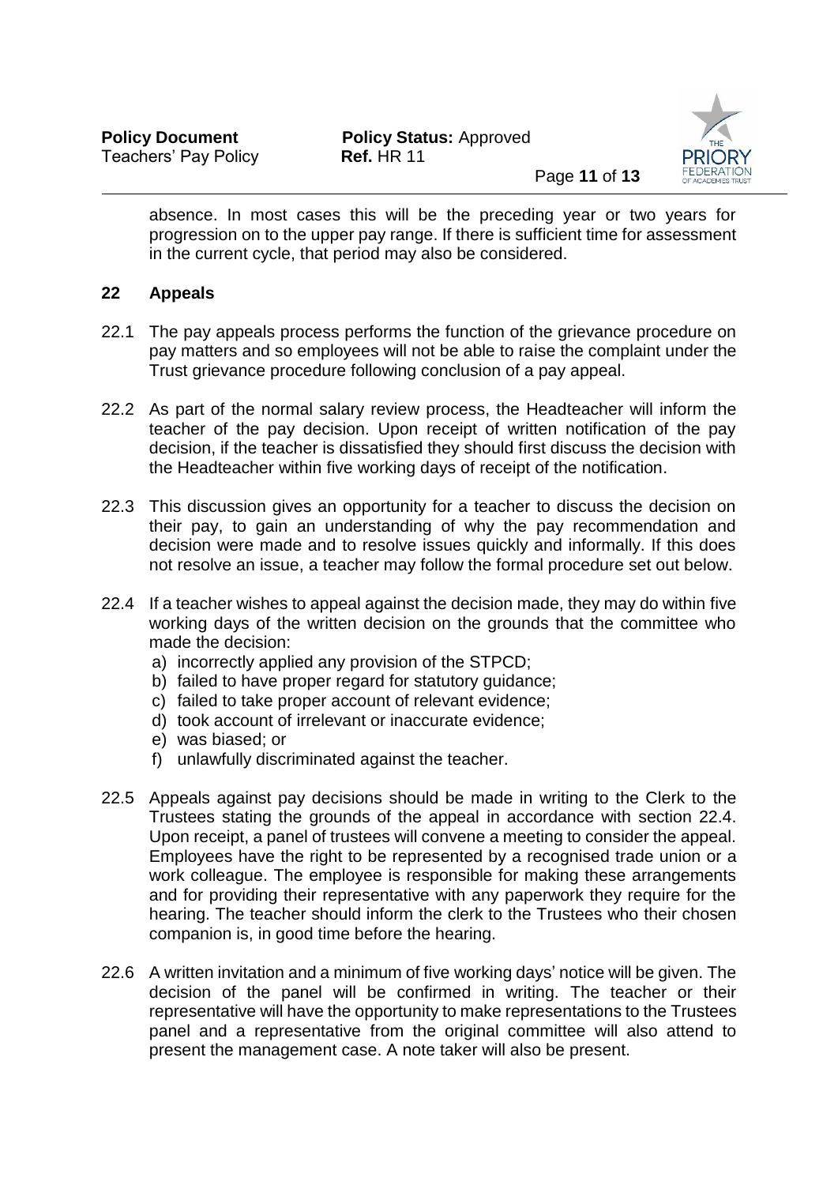absence. In most cases this will be the preceding year or two years for progression on to the upper pay range. If there is sufficient time for assessment in the current cycle, that period may also be considered.

## 22 Appeals

22.1 The pay appeals process performs the function of the grievance procedure on pay matters and so employees will not be able to raise the complaint under the Trust grievance procedure following conclusion of a pay appeal.

22.2 As part of the normal salary review process, the Headteacher will inform the teacher of the pay decision. Upon receipt of written notification of the pay decision, if the teacher is dissatisfied they should first discuss the decision with the Headteacher within five working days of receipt of the notification.

22.3 This discussion gives an opportunity for a teacher to discuss the decision on their pay, to gain an understanding of why the pay recommendation and decision were made and to resolve issues quickly and informally. If this does not resolve an issue, a teacher may follow the formal procedure set out below.

22.4 If a teacher wishes to appeal against the decision made, they may do within five working days of the written decision on the grounds that the committee who made the decision:

a) incorrectly applied any provision of the STPCD;
b) failed to have proper regard for statutory guidance;
c) failed to take proper account of relevant evidence;
d) took account of irrelevant or inaccurate evidence;
e) was biased; or
f) unlawfully discriminated against the teacher.

22.5 Appeals against pay decisions should be made in writing to the Clerk to the Trustees stating the grounds of the appeal in accordance with section 22.4. Upon receipt, a panel of trustees will convene a meeting to consider the appeal. Employees have the right to be represented by a recognised trade union or a work colleague. The employee is responsible for making these arrangements and for providing their representative with any paperwork they require for the hearing. The teacher should inform the clerk to the Trustees who their chosen companion is, in good time before the hearing.

22.6 A written invitation and a minimum of five working days' notice will be given. The decision of the panel will be confirmed in writing. The teacher or their representative will have the opportunity to make representations to the Trustees panel and a representative from the original committee will also attend to present the management case. A note taker will also be present.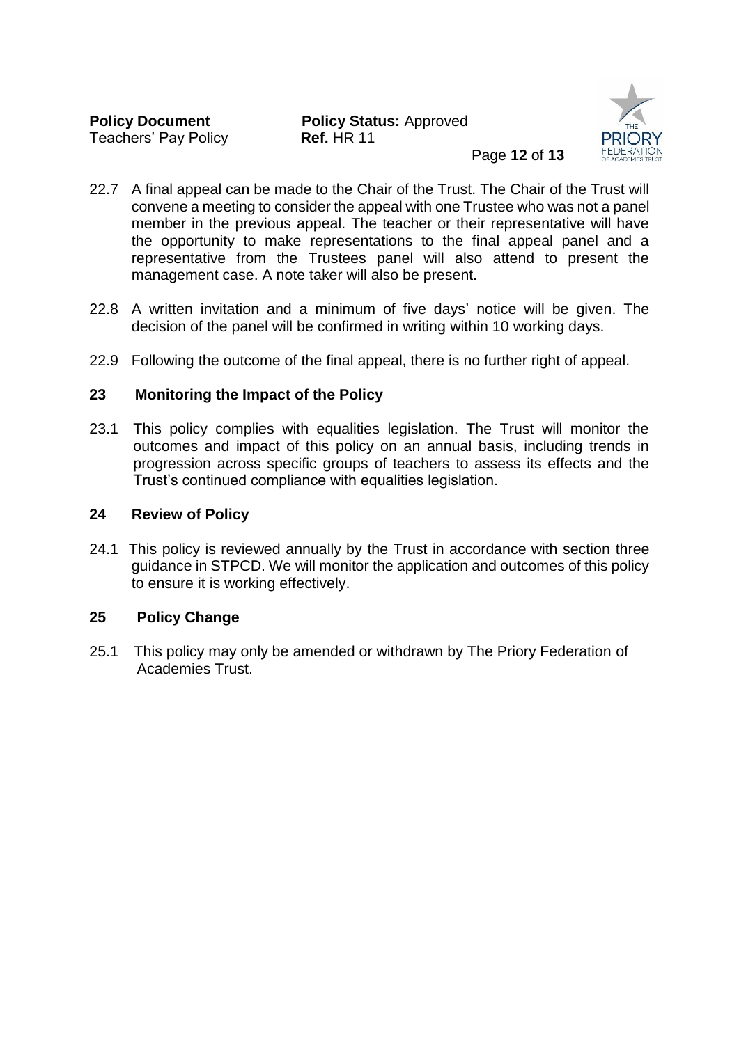22.7 A final appeal can be made to the Chair of the Trust. The Chair of the Trust will convene a meeting to consider the appeal with one Trustee who was not a panel member in the previous appeal. The teacher or their representative will have the opportunity to make representations to the final appeal panel and a representative from the Trustees panel will also attend to present the management case. A note taker will also be present.

22.8 A written invitation and a minimum of five days' notice will be given. The decision of the panel will be confirmed in writing within 10 working days.

22.9 Following the outcome of the final appeal, there is no further right of appeal.

## 23 Monitoring the Impact of the Policy

23.1 This policy complies with equalities legislation. The Trust will monitor the outcomes and impact of this policy on an annual basis, including trends in progression across specific groups of teachers to assess its effects and the Trust's continued compliance with equalities legislation.

## 24 Review of Policy

24.1 This policy is reviewed annually by the Trust in accordance with section three guidance in STPCD. We will monitor the application and outcomes of this policy to ensure it is working effectively.

## 25 Policy Change

25.1 This policy may only be amended or withdrawn by The Priory Federation of Academies Trust.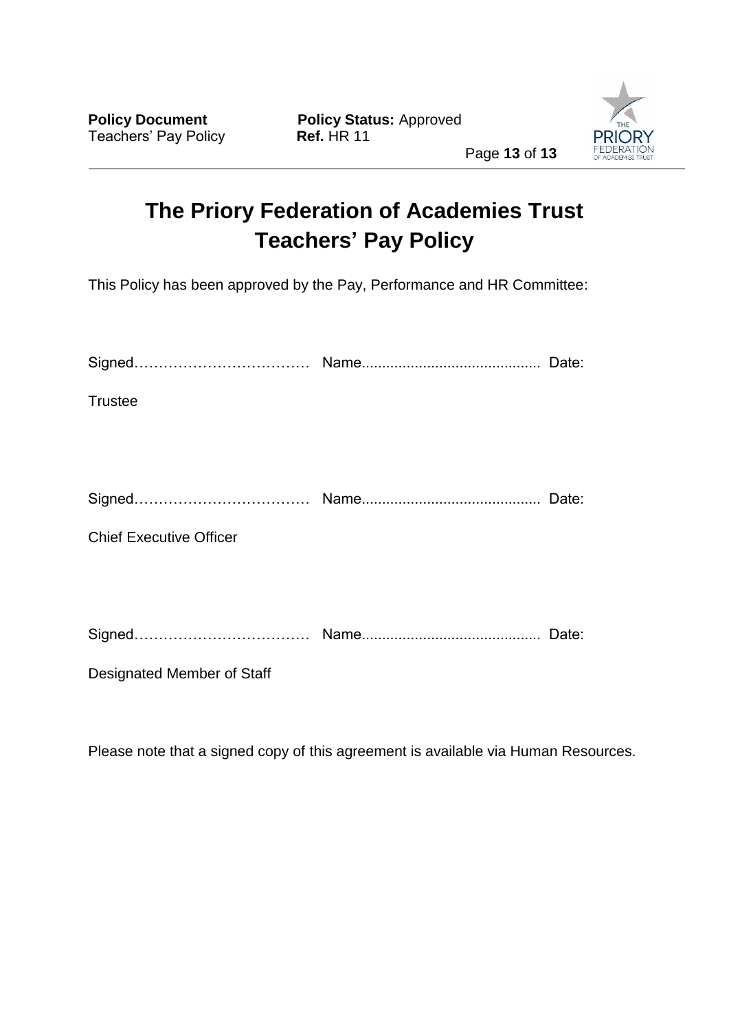# The Priory Federation of Academies Trust
# Teachers' Pay Policy

This Policy has been approved by the Pay, Performance and HR Committee:

Signed……………………………… Name........................................... Date:

Trustee

Signed……………………………… Name........................................... Date:

Chief Executive Officer

Signed……………………………… Name........................................... Date:

Designated Member of Staff

Please note that a signed copy of this agreement is available via Human Resources.